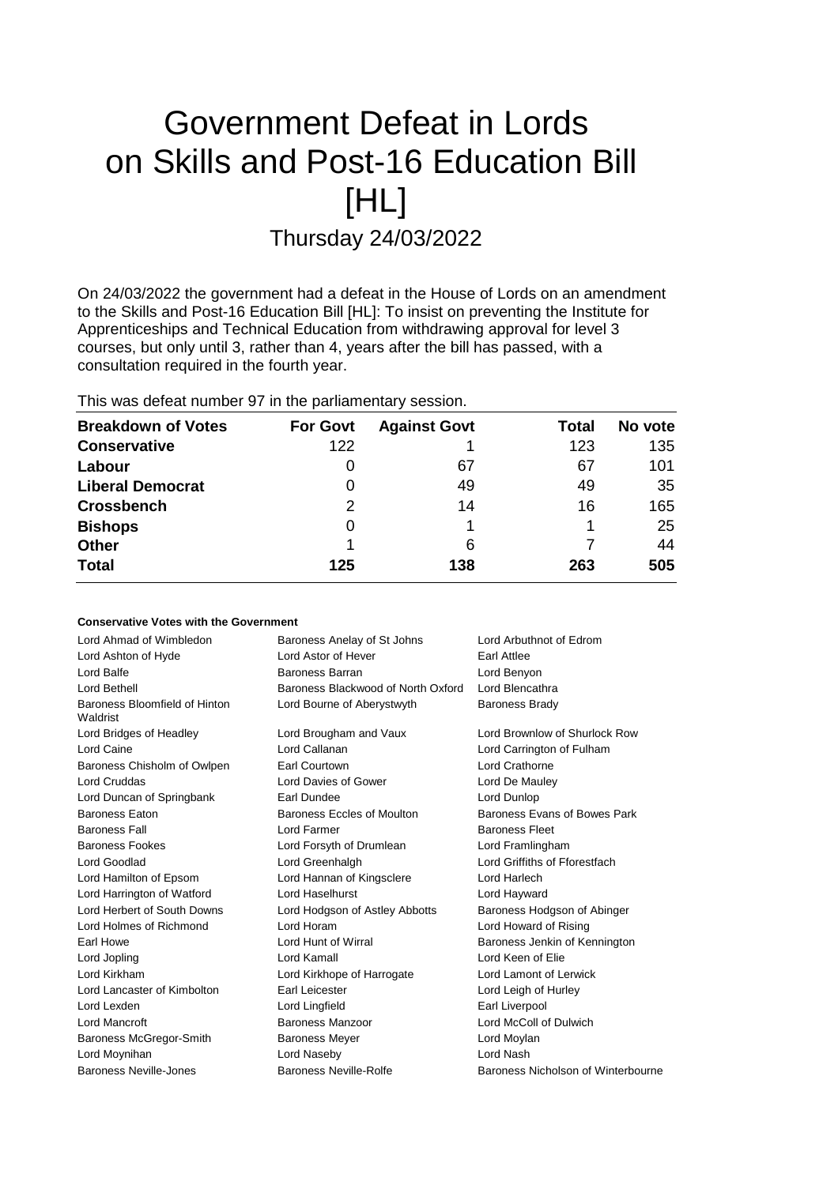# Government Defeat in Lords on Skills and Post-16 Education Bill [HL]

## Thursday 24/03/2022

On 24/03/2022 the government had a defeat in the House of Lords on an amendment to the Skills and Post-16 Education Bill [HL]: To insist on preventing the Institute for Apprenticeships and Technical Education from withdrawing approval for level 3 courses, but only until 3, rather than 4, years after the bill has passed, with a consultation required in the fourth year.

This was defeat number 97 in the parliamentary session.

| Breakdown of Votes | For Govt | Against Govt | Total | No vote |
|---|---|---|---|---|
| **Conservative** | 122 | 1 | 123 | 135 |
| **Labour** | 0 | 67 | 67 | 101 |
| **Liberal Democrat** | 0 | 49 | 49 | 35 |
| **Crossbench** | 2 | 14 | 16 | 165 |
| **Bishops** | 0 | 1 | 1 | 25 |
| **Other** | 1 | 6 | 7 | 44 |
| **Total** | **125** | **138** | **263** | **505** |

### Conservative Votes with the Government

| | | |
|---|---|---|
| Lord Ahmad of Wimbledon | Baroness Anelay of St Johns | Lord Arbuthnot of Edrom |
| Lord Ashton of Hyde | Lord Astor of Hever | Earl Attlee |
| Lord Balfe | Baroness Barran | Lord Benyon |
| Lord Bethell | Baroness Blackwood of North Oxford | Lord Blencathra |
| Baroness Bloomfield of Hinton Waldrist | Lord Bourne of Aberystwyth | Baroness Brady |
| Lord Bridges of Headley | Lord Brougham and Vaux | Lord Brownlow of Shurlock Row |
| Lord Caine | Lord Callanan | Lord Carrington of Fulham |
| Baroness Chisholm of Owlpen | Earl Courtown | Lord Crathorne |
| Lord Cruddas | Lord Davies of Gower | Lord De Mauley |
| Lord Duncan of Springbank | Earl Dundee | Lord Dunlop |
| Baroness Eaton | Baroness Eccles of Moulton | Baroness Evans of Bowes Park |
| Baroness Fall | Lord Farmer | Baroness Fleet |
| Baroness Fookes | Lord Forsyth of Drumlean | Lord Framlingham |
| Lord Goodlad | Lord Greenhalgh | Lord Griffiths of Fforestfach |
| Lord Hamilton of Epsom | Lord Hannan of Kingsclere | Lord Harlech |
| Lord Harrington of Watford | Lord Haselhurst | Lord Hayward |
| Lord Herbert of South Downs | Lord Hodgson of Astley Abbotts | Baroness Hodgson of Abinger |
| Lord Holmes of Richmond | Lord Horam | Lord Howard of Rising |
| Earl Howe | Lord Hunt of Wirral | Baroness Jenkin of Kennington |
| Lord Jopling | Lord Kamall | Lord Keen of Elie |
| Lord Kirkham | Lord Kirkhope of Harrogate | Lord Lamont of Lerwick |
| Lord Lancaster of Kimbolton | Earl Leicester | Lord Leigh of Hurley |
| Lord Lexden | Lord Lingfield | Earl Liverpool |
| Lord Mancroft | Baroness Manzoor | Lord McColl of Dulwich |
| Baroness McGregor-Smith | Baroness Meyer | Lord Moylan |
| Lord Moynihan | Lord Naseby | Lord Nash |
| Baroness Neville-Jones | Baroness Neville-Rolfe | Baroness Nicholson of Winterbourne |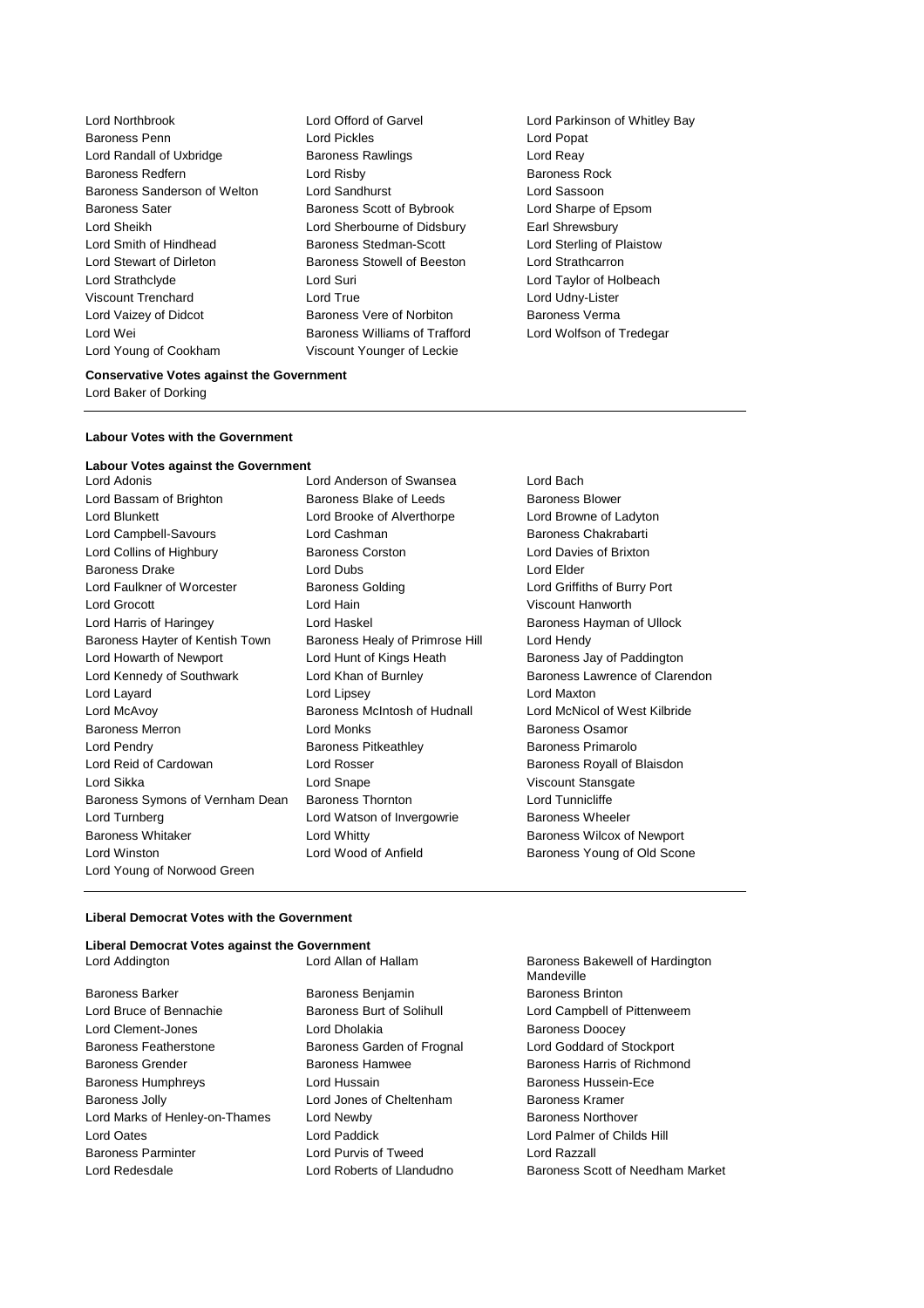Lord Northbrook
Lord Offord of Garvel
Lord Parkinson of Whitley Bay
Baroness Penn
Lord Pickles
Lord Popat
Lord Randall of Uxbridge
Baroness Rawlings
Lord Reay
Baroness Redfern
Lord Risby
Baroness Rock
Baroness Sanderson of Welton
Lord Sandhurst
Lord Sassoon
Baroness Sater
Baroness Scott of Bybrook
Lord Sharpe of Epsom
Lord Sheikh
Lord Sherbourne of Didsbury
Earl Shrewsbury
Lord Smith of Hindhead
Baroness Stedman-Scott
Lord Sterling of Plaistow
Lord Stewart of Dirleton
Baroness Stowell of Beeston
Lord Strathcarron
Lord Strathclyde
Lord Suri
Lord Taylor of Holbeach
Viscount Trenchard
Lord True
Lord Udny-Lister
Lord Vaizey of Didcot
Baroness Vere of Norbiton
Baroness Verma
Lord Wei
Baroness Williams of Trafford
Lord Wolfson of Tredegar
Lord Young of Cookham
Viscount Younger of Leckie

**Conservative Votes against the Government**

Lord Baker of Dorking

---

**Labour Votes with the Government**

**Labour Votes against the Government**

Lord Adonis
Lord Anderson of Swansea
Lord Bach
Lord Bassam of Brighton
Baroness Blake of Leeds
Baroness Blower
Lord Blunkett
Lord Brooke of Alverthorpe
Lord Browne of Ladyton
Lord Campbell-Savours
Lord Cashman
Baroness Chakrabarti
Lord Collins of Highbury
Baroness Corston
Lord Davies of Brixton
Baroness Drake
Lord Dubs
Lord Elder
Lord Faulkner of Worcester
Baroness Golding
Lord Griffiths of Burry Port
Lord Grocott
Lord Hain
Viscount Hanworth
Lord Harris of Haringey
Lord Haskel
Baroness Hayman of Ullock
Baroness Hayter of Kentish Town
Baroness Healy of Primrose Hill
Lord Hendy
Lord Howarth of Newport
Lord Hunt of Kings Heath
Baroness Jay of Paddington
Lord Kennedy of Southwark
Lord Khan of Burnley
Baroness Lawrence of Clarendon
Lord Layard
Lord Lipsey
Lord Maxton
Lord McAvoy
Baroness McIntosh of Hudnall
Lord McNicol of West Kilbride
Baroness Merron
Lord Monks
Baroness Osamor
Lord Pendry
Baroness Pitkeathley
Baroness Primarolo
Lord Reid of Cardowan
Lord Rosser
Baroness Royall of Blaisdon
Lord Sikka
Lord Snape
Viscount Stansgate
Baroness Symons of Vernham Dean
Baroness Thornton
Lord Tunnicliffe
Lord Turnberg
Lord Watson of Invergowrie
Baroness Wheeler
Baroness Whitaker
Lord Whitty
Baroness Wilcox of Newport
Lord Winston
Lord Wood of Anfield
Baroness Young of Old Scone
Lord Young of Norwood Green

---

**Liberal Democrat Votes with the Government**

**Liberal Democrat Votes against the Government**

Lord Addington
Lord Allan of Hallam
Baroness Bakewell of Hardington Mandeville
Baroness Barker
Baroness Benjamin
Baroness Brinton
Lord Bruce of Bennachie
Baroness Burt of Solihull
Lord Campbell of Pittenweem
Lord Clement-Jones
Lord Dholakia
Baroness Doocey
Baroness Featherstone
Baroness Garden of Frognal
Lord Goddard of Stockport
Baroness Grender
Baroness Hamwee
Baroness Harris of Richmond
Baroness Humphreys
Lord Hussain
Baroness Hussein-Ece
Baroness Jolly
Lord Jones of Cheltenham
Baroness Kramer
Lord Marks of Henley-on-Thames
Lord Newby
Baroness Northover
Lord Oates
Lord Paddick
Lord Palmer of Childs Hill
Baroness Parminter
Lord Purvis of Tweed
Lord Razzall
Lord Redesdale
Lord Roberts of Llandudno
Baroness Scott of Needham Market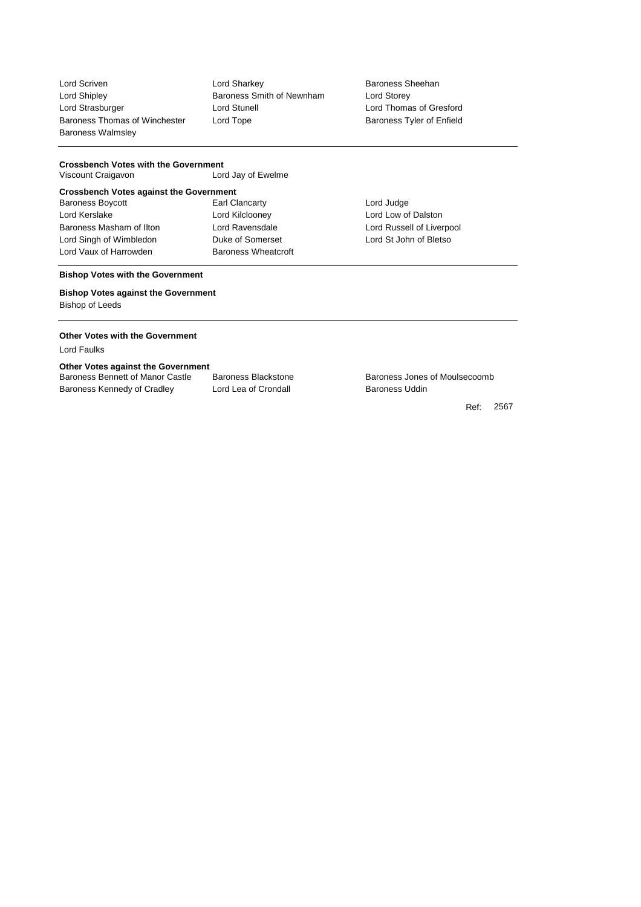| | | |
|---|---|---|
| Lord Scriven | Lord Sharkey | Baroness Sheehan |
| Lord Shipley | Baroness Smith of Newnham | Lord Storey |
| Lord Strasburger | Lord Stunell | Lord Thomas of Gresford |
| Baroness Thomas of Winchester | Lord Tope | Baroness Tyler of Enfield |
| Baroness Walmsley | | |

---

**Crossbench Votes with the Government**

| | |
|---|---|
| Viscount Craigavon | Lord Jay of Ewelme |

**Crossbench Votes against the Government**

| | | |
|---|---|---|
| Baroness Boycott | Earl Clancarty | Lord Judge |
| Lord Kerslake | Lord Kilclooney | Lord Low of Dalston |
| Baroness Masham of Ilton | Lord Ravensdale | Lord Russell of Liverpool |
| Lord Singh of Wimbledon | Duke of Somerset | Lord St John of Bletso |
| Lord Vaux of Harrowden | Baroness Wheatcroft | |

---

**Bishop Votes with the Government**

**Bishop Votes against the Government**

Bishop of Leeds

---

**Other Votes with the Government**

Lord Faulks

**Other Votes against the Government**

| | | |
|---|---|---|
| Baroness Bennett of Manor Castle | Baroness Blackstone | Baroness Jones of Moulsecoomb |
| Baroness Kennedy of Cradley | Lord Lea of Crondall | Baroness Uddin |

Ref: 2567